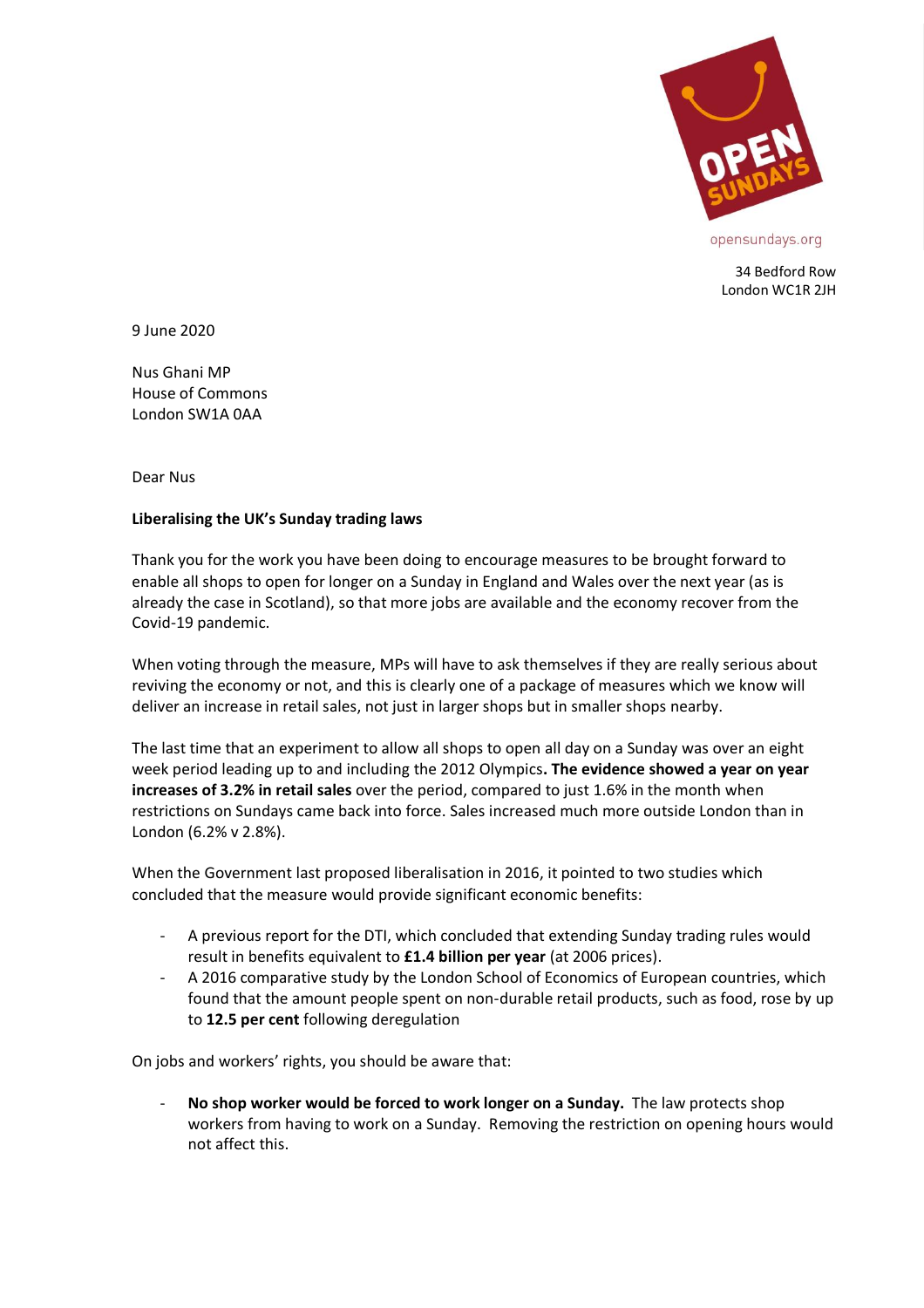opensundays.org

34 Bedford Row
London WC1R 2JH

9 June 2020

Nus Ghani MP
House of Commons
London SW1A 0AA

Dear Nus

**Liberalising the UK's Sunday trading laws**

Thank you for the work you have been doing to encourage measures to be brought forward to enable all shops to open for longer on a Sunday in England and Wales over the next year (as is already the case in Scotland), so that more jobs are available and the economy recover from the Covid-19 pandemic.

When voting through the measure, MPs will have to ask themselves if they are really serious about reviving the economy or not, and this is clearly one of a package of measures which we know will deliver an increase in retail sales, not just in larger shops but in smaller shops nearby.

The last time that an experiment to allow all shops to open all day on a Sunday was over an eight week period leading up to and including the 2012 Olympics**. The evidence showed a year on year increases of 3.2% in retail sales** over the period, compared to just 1.6% in the month when restrictions on Sundays came back into force. Sales increased much more outside London than in London (6.2% v 2.8%).

When the Government last proposed liberalisation in 2016, it pointed to two studies which concluded that the measure would provide significant economic benefits:

- A previous report for the DTI, which concluded that extending Sunday trading rules would result in benefits equivalent to **£1.4 billion per year** (at 2006 prices).
- A 2016 comparative study by the London School of Economics of European countries, which found that the amount people spent on non-durable retail products, such as food, rose by up to **12.5 per cent** following deregulation

On jobs and workers' rights, you should be aware that:

- **No shop worker would be forced to work longer on a Sunday.** The law protects shop workers from having to work on a Sunday. Removing the restriction on opening hours would not affect this.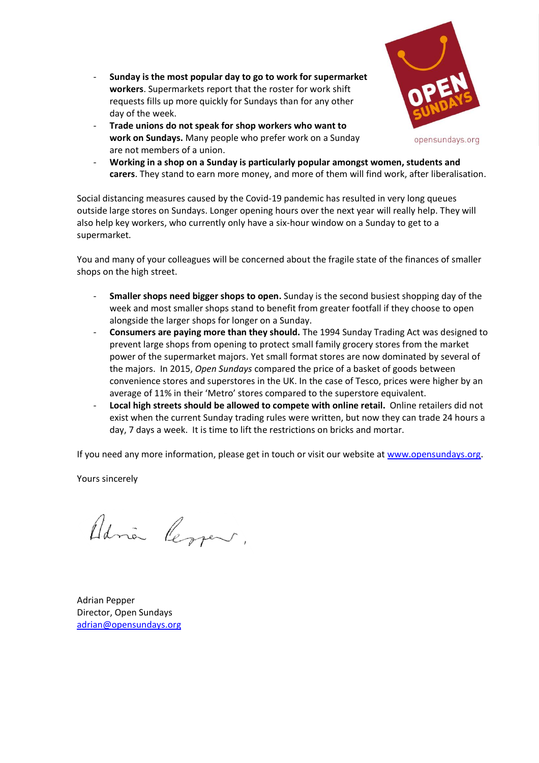- **Sunday is the most popular day to go to work for supermarket workers**. Supermarkets report that the roster for work shift requests fills up more quickly for Sundays than for any other day of the week.
- **Trade unions do not speak for shop workers who want to work on Sundays.** Many people who prefer work on a Sunday are not members of a union.
- **Working in a shop on a Sunday is particularly popular amongst women, students and carers**. They stand to earn more money, and more of them will find work, after liberalisation.

opensundays.org

Social distancing measures caused by the Covid-19 pandemic has resulted in very long queues outside large stores on Sundays. Longer opening hours over the next year will really help. They will also help key workers, who currently only have a six-hour window on a Sunday to get to a supermarket.

You and many of your colleagues will be concerned about the fragile state of the finances of smaller shops on the high street.

- **Smaller shops need bigger shops to open.** Sunday is the second busiest shopping day of the week and most smaller shops stand to benefit from greater footfall if they choose to open alongside the larger shops for longer on a Sunday.
- **Consumers are paying more than they should.** The 1994 Sunday Trading Act was designed to prevent large shops from opening to protect small family grocery stores from the market power of the supermarket majors. Yet small format stores are now dominated by several of the majors. In 2015, *Open Sundays* compared the price of a basket of goods between convenience stores and superstores in the UK. In the case of Tesco, prices were higher by an average of 11% in their 'Metro' stores compared to the superstore equivalent.
- **Local high streets should be allowed to compete with online retail.** Online retailers did not exist when the current Sunday trading rules were written, but now they can trade 24 hours a day, 7 days a week. It is time to lift the restrictions on bricks and mortar.

If you need any more information, please get in touch or visit our website at www.opensundays.org.

Yours sincerely

Adrian Pepper
Director, Open Sundays
adrian@opensundays.org